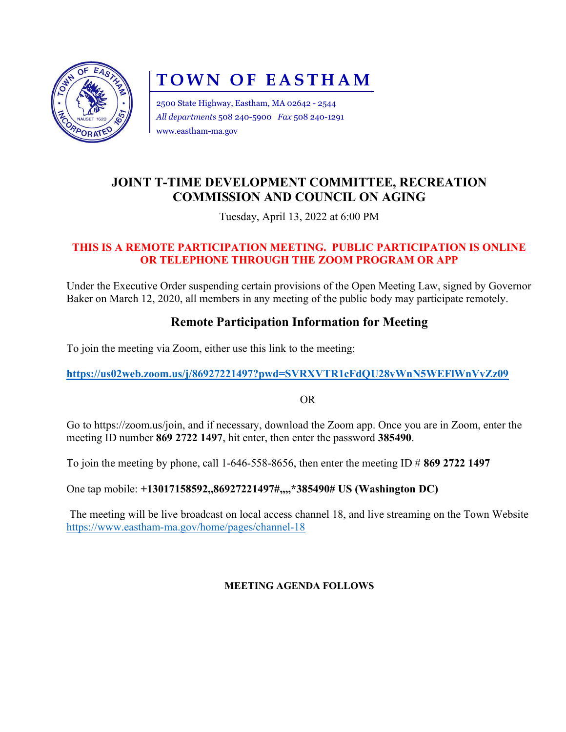# TOWN OF EASTHAM

2500 State Highway, Eastham, MA 02642 - 2544
*All departments* 508 240-5900 *Fax* 508 240-1291
www.eastham-ma.gov

## JOINT T-TIME DEVELOPMENT COMMITTEE, RECREATION COMMISSION AND COUNCIL ON AGING

Tuesday, April 13, 2022 at 6:00 PM

**THIS IS A REMOTE PARTICIPATION MEETING. PUBLIC PARTICIPATION IS ONLINE OR TELEPHONE THROUGH THE ZOOM PROGRAM OR APP**

Under the Executive Order suspending certain provisions of the Open Meeting Law, signed by Governor Baker on March 12, 2020, all members in any meeting of the public body may participate remotely.

## Remote Participation Information for Meeting

To join the meeting via Zoom, either use this link to the meeting:

**https://us02web.zoom.us/j/86927221497?pwd=SVRXVTR1cFdQU28vWnN5WEFlWnVvZz09**

OR

Go to https://zoom.us/join, and if necessary, download the Zoom app. Once you are in Zoom, enter the meeting ID number **869 2722 1497**, hit enter, then enter the password **385490**.

To join the meeting by phone, call 1-646-558-8656, then enter the meeting ID # **869 2722 1497**

One tap mobile: **+13017158592,,86927221497#,,,,*385490# US (Washington DC)**

The meeting will be live broadcast on local access channel 18, and live streaming on the Town Website https://www.eastham-ma.gov/home/pages/channel-18

**MEETING AGENDA FOLLOWS**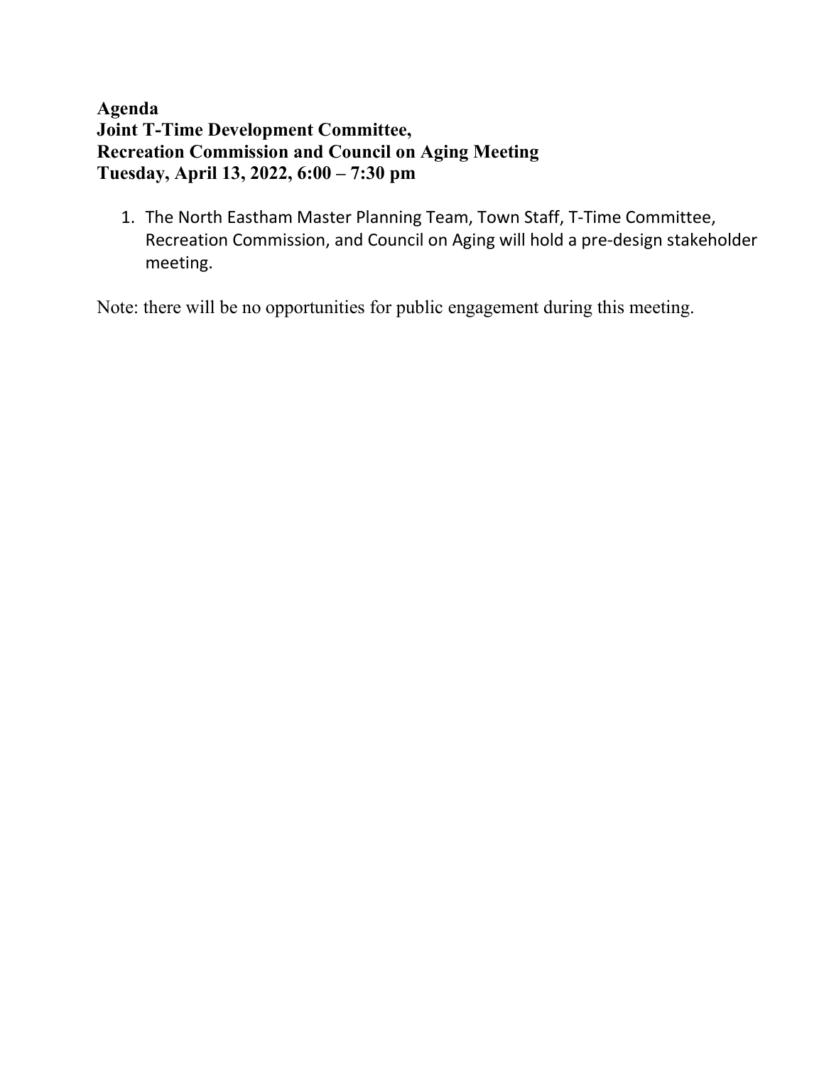**Agenda**
**Joint T-Time Development Committee,**
**Recreation Commission and Council on Aging Meeting**
**Tuesday, April 13, 2022, 6:00 – 7:30 pm**

1. The North Eastham Master Planning Team, Town Staff, T-Time Committee, Recreation Commission, and Council on Aging will hold a pre-design stakeholder meeting.

Note: there will be no opportunities for public engagement during this meeting.